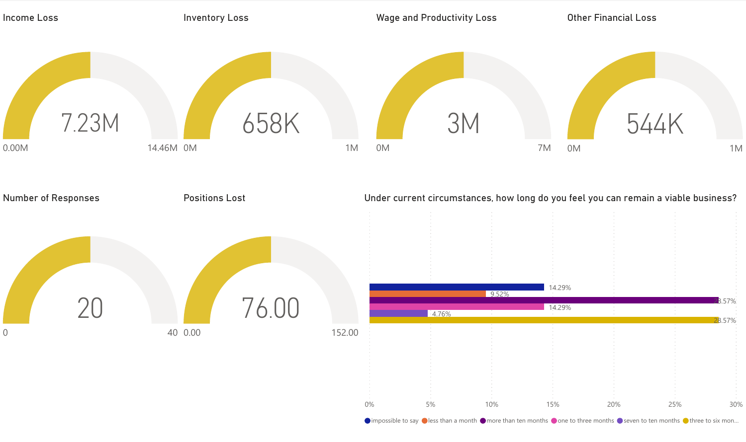## Income Loss

7.23M

0.00M – 14.46M

## Inventory Loss

658K

0M – 1M

## Wage and Productivity Loss

3M

0M – 7M

## Other Financial Loss

544K

0M – 1M

## Number of Responses

20

0 – 40

## Positions Lost

76.00

0.00 – 152.00

## Under current circumstances, how long do you feel you can remain a viable business?

| Response | Percentage |
| --- | --- |
| impossible to say | 14.29% |
| less than a month | 9.52% |
| more than ten months | 28.57% |
| one to three months | 14.29% |
| seven to ten months | 4.76% |
| three to six mon... | 28.57% |

0% 5% 10% 15% 20% 25% 30%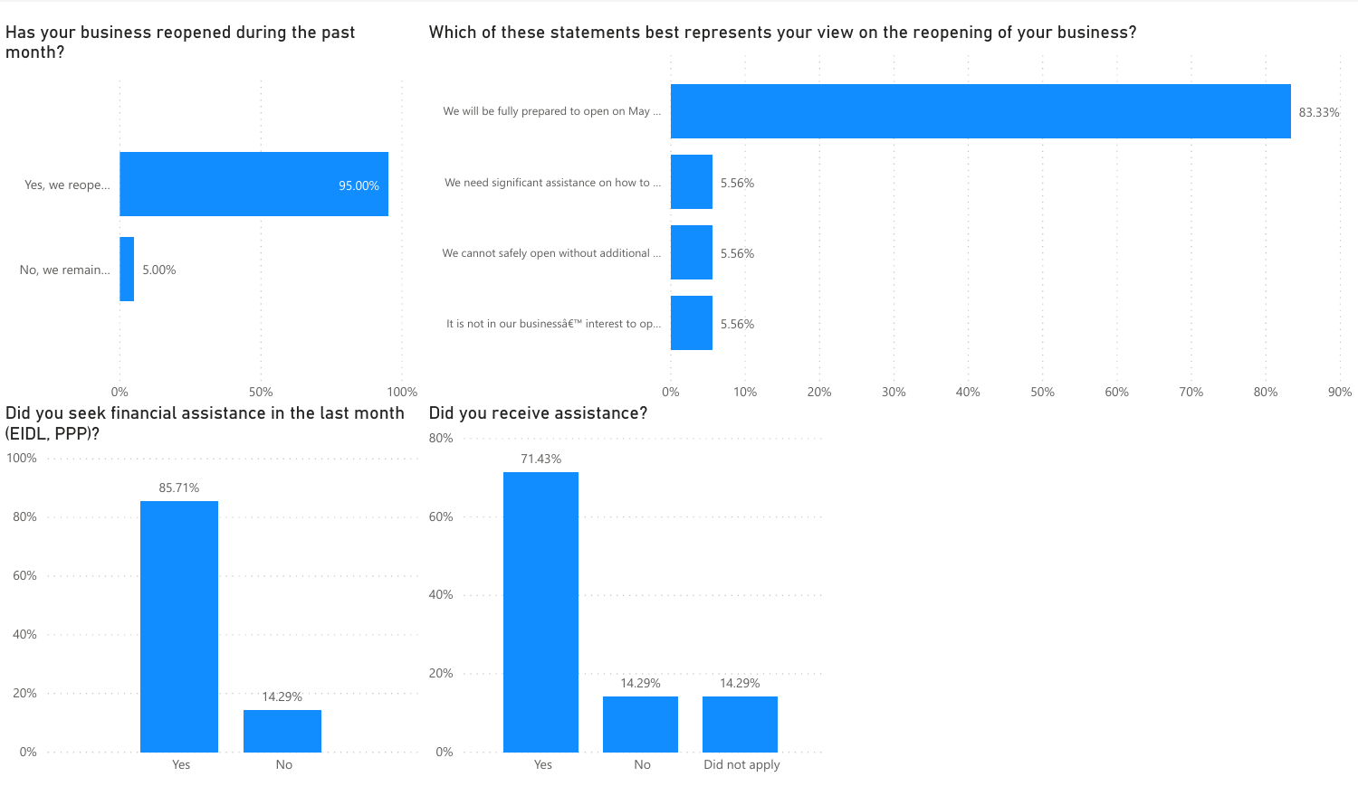## Has your business reopened during the past month?

Yes, we reope...

95.00%

No, we remain...

5.00%

0%
50%
100%

## Which of these statements best represents your view on the reopening of your business?

We will be fully prepared to open on May ...

83.33%

We need significant assistance on how to ...

5.56%

We cannot safely open without additional ...

5.56%

It is not in our businessâ€™ interest to op...

5.56%

0%
10%
20%
30%
40%
50%
60%
70%
80%
90%

## Did you seek financial assistance in the last month (EIDL, PPP)?

100%
80%
60%
40%
20%
0%

85.71%

14.29%

Yes
No

## Did you receive assistance?

80%
60%
40%
20%
0%

71.43%

14.29%

14.29%

Yes
No
Did not apply